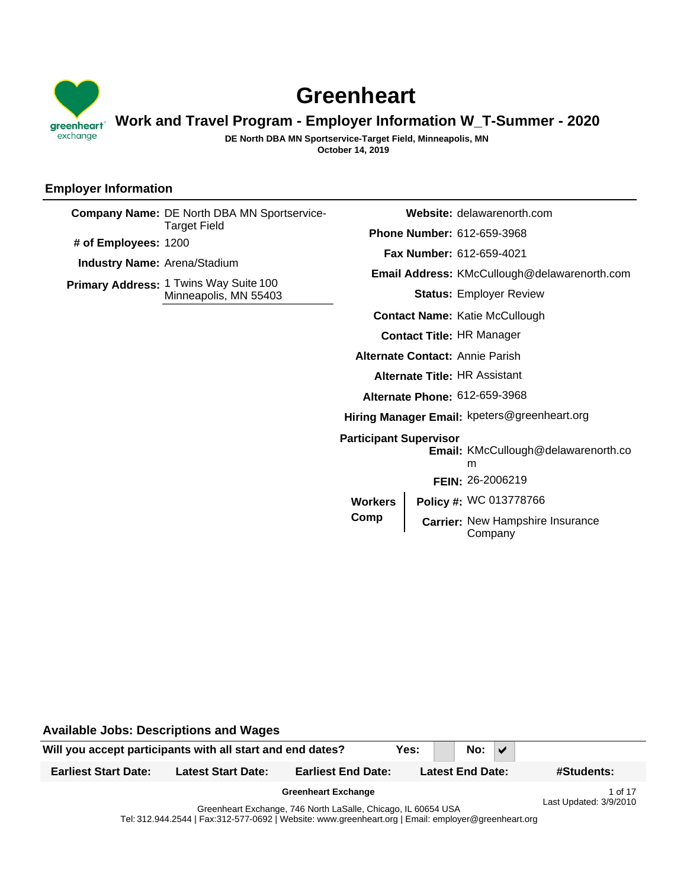# Greenheart

## Work and Travel Program - Employer Information W_T-Summer - 2020

**DE North DBA MN Sportservice-Target Field, Minneapolis, MN**
**October 14, 2019**

### Employer Information

**Company Name:** DE North DBA MN Sportservice-Target Field
**# of Employees:** 1200
**Industry Name:** Arena/Stadium
**Primary Address:** 1 Twins Way Suite 100
Minneapolis, MN 55403

**Website:** delawarenorth.com
**Phone Number:** 612-659-3968
**Fax Number:** 612-659-4021
**Email Address:** KMcCullough@delawarenorth.com
**Status:** Employer Review
**Contact Name:** Katie McCullough
**Contact Title:** HR Manager
**Alternate Contact:** Annie Parish
**Alternate Title:** HR Assistant
**Alternate Phone:** 612-659-3968
**Hiring Manager Email:** kpeters@greenheart.org
**Participant Supervisor Email:** KMcCullough@delawarenorth.com
**FEIN:** 26-2006219

**Workers Comp**
**Policy #:** WC 013778766
**Carrier:** New Hampshire Insurance Company

### Available Jobs: Descriptions and Wages

| Will you accept participants with all start and end dates? | | Yes: | | No: ✔ |
|---|---|---|---|---|
| **Earliest Start Date:** | **Latest Start Date:** | **Earliest End Date:** | **Latest End Date:** | **#Students:** |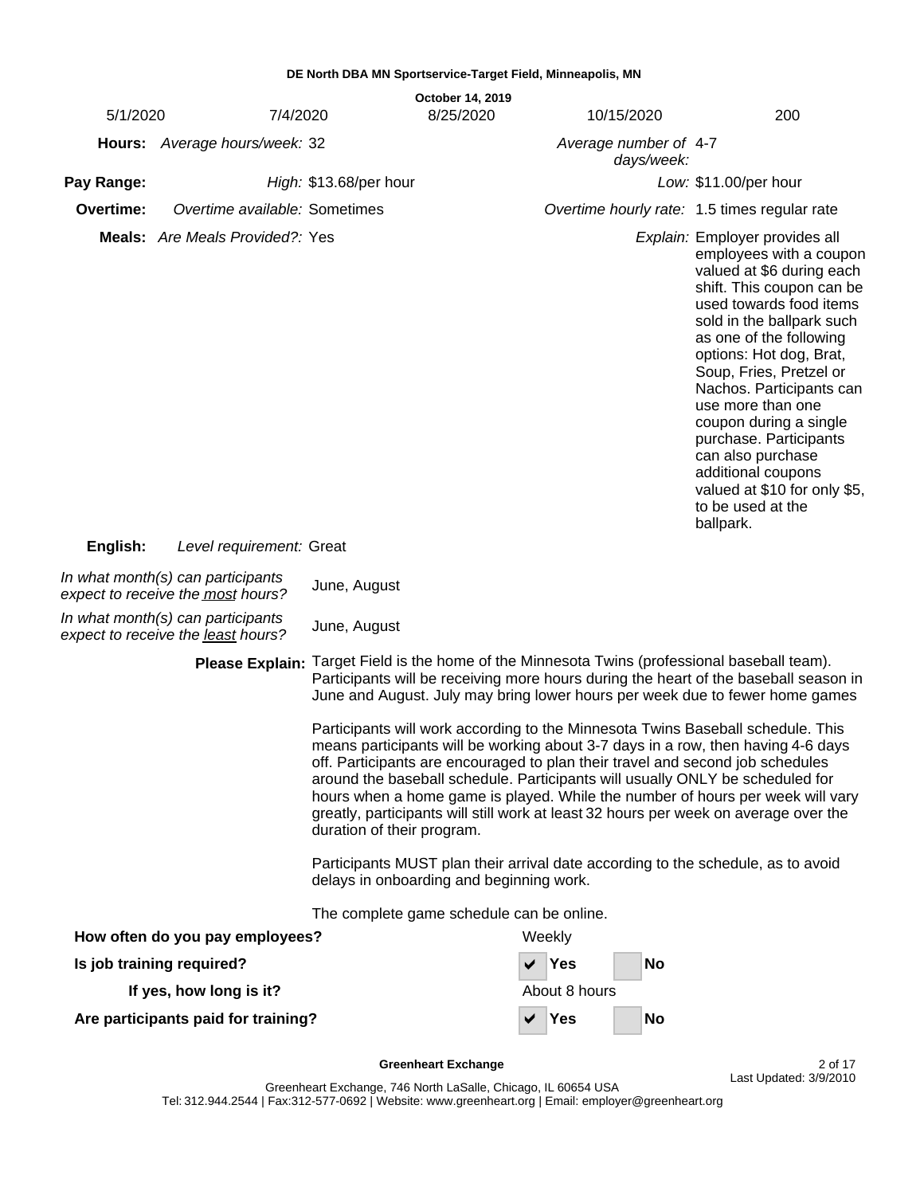**DE North DBA MN Sportservice-Target Field, Minneapolis, MN**

| 5/1/2020 | 7/4/2020 | October 14, 2019<br>8/25/2020 | 10/15/2020 | 200 |
|---|---|---|---|---|

**Hours:** *Average hours/week:* 32 *Average number of days/week:* 4-7

**Pay Range:** *High:* $13.68/per hour *Low:* $11.00/per hour

**Overtime:** *Overtime available:* Sometimes *Overtime hourly rate:* 1.5 times regular rate

**Meals:** *Are Meals Provided?:* Yes *Explain:* Employer provides all employees with a coupon valued at $6 during each shift. This coupon can be used towards food items sold in the ballpark such as one of the following options: Hot dog, Brat, Soup, Fries, Pretzel or Nachos. Participants can use more than one coupon during a single purchase. Participants can also purchase additional coupons valued at $10 for only $5, to be used at the ballpark.

**English:** *Level requirement:* Great

*In what month(s) can participants expect to receive the most hours?* June, August

*In what month(s) can participants expect to receive the least hours?* June, August

**Please Explain:** Target Field is the home of the Minnesota Twins (professional baseball team). Participants will be receiving more hours during the heart of the baseball season in June and August. July may bring lower hours per week due to fewer home games

Participants will work according to the Minnesota Twins Baseball schedule. This means participants will be working about 3-7 days in a row, then having 4-6 days off. Participants are encouraged to plan their travel and second job schedules around the baseball schedule. Participants will usually ONLY be scheduled for hours when a home game is played. While the number of hours per week will vary greatly, participants will still work at least 32 hours per week on average over the duration of their program.

Participants MUST plan their arrival date according to the schedule, as to avoid delays in onboarding and beginning work.

The complete game schedule can be online.

**How often do you pay employees?** Weekly

**Is job training required?** ☑ Yes ☐ No

**If yes, how long is it?** About 8 hours

**Are participants paid for training?** ☑ Yes ☐ No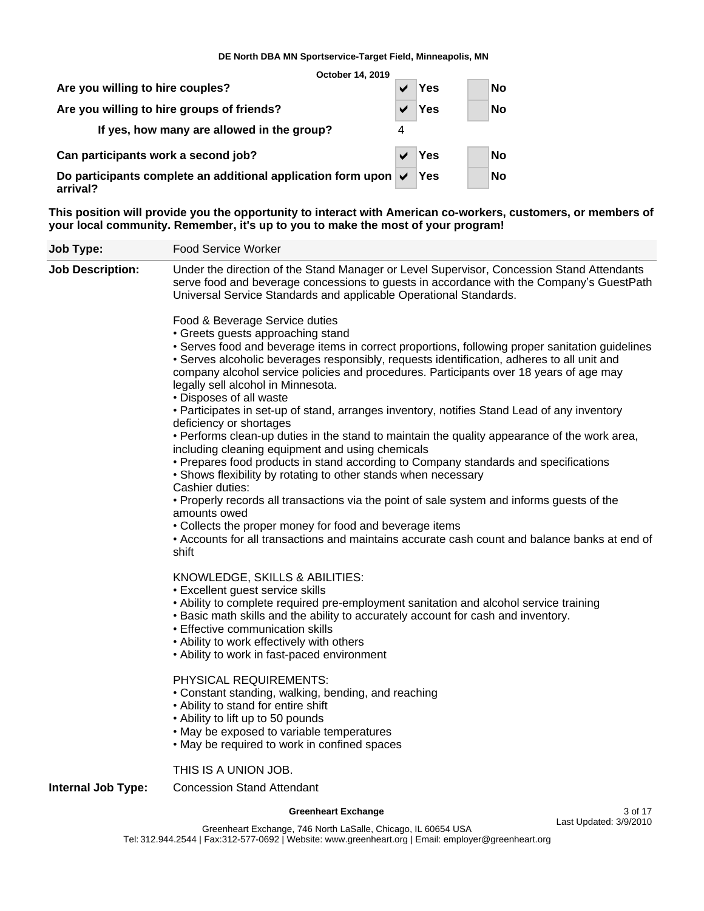**DE North DBA MN Sportservice-Target Field, Minneapolis, MN**

**October 14, 2019**

| | | |
|---|---|---|
| **Are you willing to hire couples?** | ✔ Yes | No |
| **Are you willing to hire groups of friends?** | ✔ Yes | No |
| **If yes, how many are allowed in the group?** | 4 | |
| **Can participants work a second job?** | ✔ Yes | No |
| **Do participants complete an additional application form upon arrival?** | ✔ Yes | No |

**This position will provide you the opportunity to interact with American co-workers, customers, or members of your local community. Remember, it's up to you to make the most of your program!**

**Job Type:** Food Service Worker

**Job Description:** Under the direction of the Stand Manager or Level Supervisor, Concession Stand Attendants serve food and beverage concessions to guests in accordance with the Company's GuestPath Universal Service Standards and applicable Operational Standards.

Food & Beverage Service duties

- Greets guests approaching stand
- Serves food and beverage items in correct proportions, following proper sanitation guidelines
- Serves alcoholic beverages responsibly, requests identification, adheres to all unit and company alcohol service policies and procedures. Participants over 18 years of age may legally sell alcohol in Minnesota.
- Disposes of all waste
- Participates in set-up of stand, arranges inventory, notifies Stand Lead of any inventory deficiency or shortages
- Performs clean-up duties in the stand to maintain the quality appearance of the work area, including cleaning equipment and using chemicals
- Prepares food products in stand according to Company standards and specifications
- Shows flexibility by rotating to other stands when necessary

Cashier duties:

- Properly records all transactions via the point of sale system and informs guests of the amounts owed
- Collects the proper money for food and beverage items
- Accounts for all transactions and maintains accurate cash count and balance banks at end of shift

KNOWLEDGE, SKILLS & ABILITIES:

- Excellent guest service skills
- Ability to complete required pre-employment sanitation and alcohol service training
- Basic math skills and the ability to accurately account for cash and inventory.
- Effective communication skills
- Ability to work effectively with others
- Ability to work in fast-paced environment

PHYSICAL REQUIREMENTS:

- Constant standing, walking, bending, and reaching
- Ability to stand for entire shift
- Ability to lift up to 50 pounds
- May be exposed to variable temperatures
- May be required to work in confined spaces

THIS IS A UNION JOB.

**Internal Job Type:** Concession Stand Attendant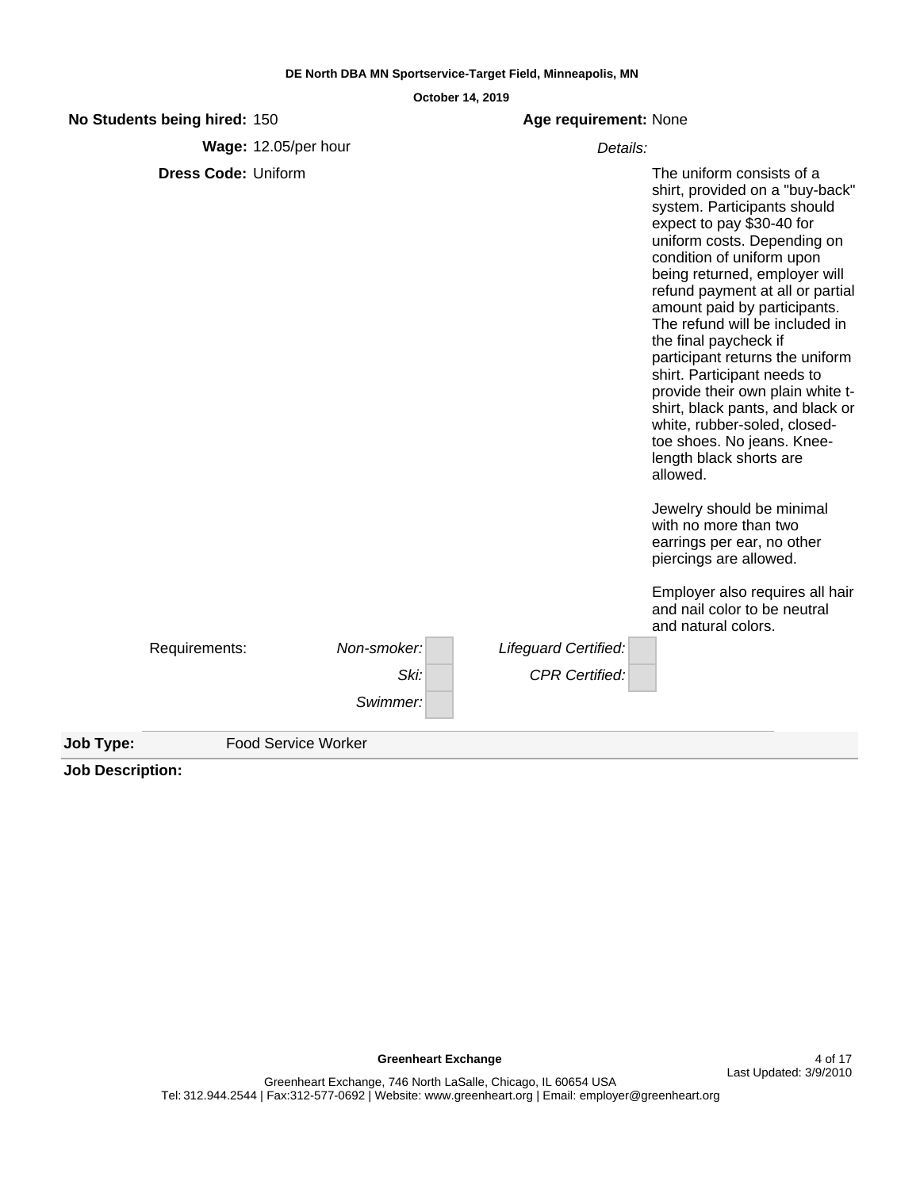**DE North DBA MN Sportservice-Target Field, Minneapolis, MN**

**October 14, 2019**

**No Students being hired:** 150

**Age requirement:** None

**Wage:** 12.05/per hour

**Dress Code:** Uniform

*Details:*

The uniform consists of a shirt, provided on a "buy-back" system. Participants should expect to pay $30-40 for uniform costs. Depending on condition of uniform upon being returned, employer will refund payment at all or partial amount paid by participants. The refund will be included in the final paycheck if participant returns the uniform shirt. Participant needs to provide their own plain white t-shirt, black pants, and black or white, rubber-soled, closed-toe shoes. No jeans. Knee-length black shorts are allowed.

Jewelry should be minimal with no more than two earrings per ear, no other piercings are allowed.

Employer also requires all hair and nail color to be neutral and natural colors.

Requirements:

| | | | |
|---|---|---|---|
| *Non-smoker:* | | *Lifeguard Certified:* | |
| *Ski:* | | *CPR Certified:* | |
| *Swimmer:* | | | |

**Job Type:** Food Service Worker

**Job Description:**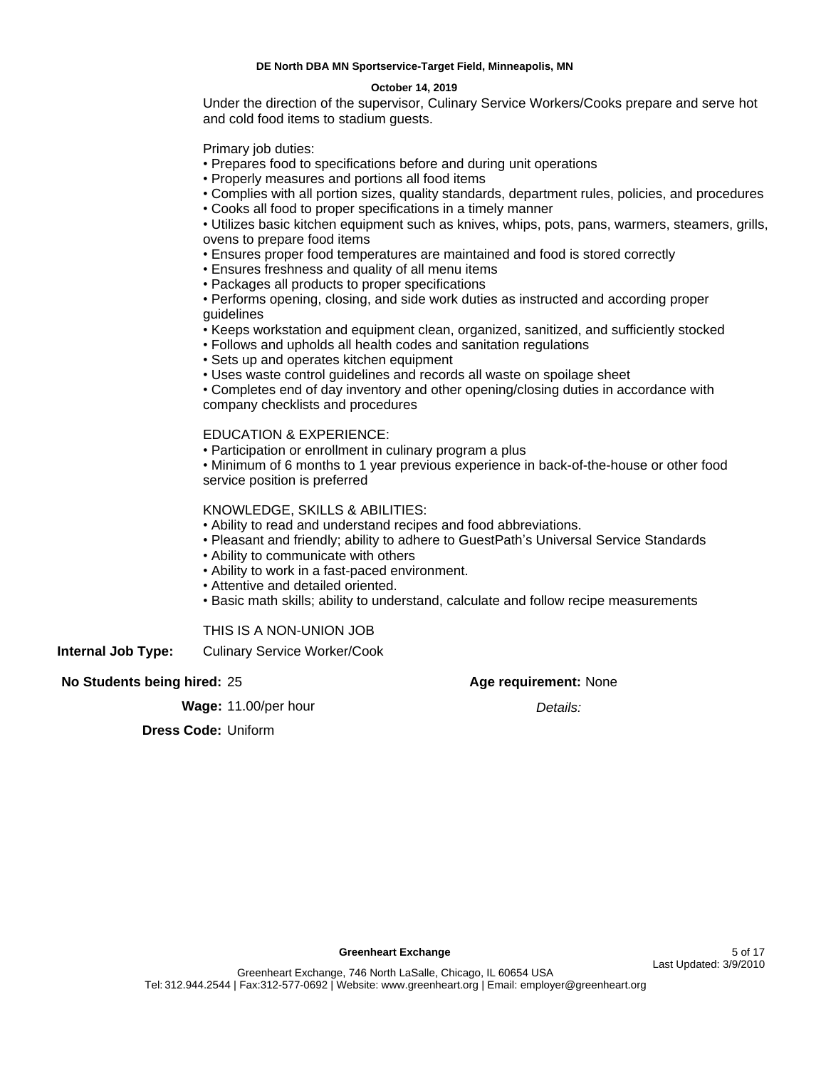**DE North DBA MN Sportservice-Target Field, Minneapolis, MN**

**October 14, 2019**

Under the direction of the supervisor, Culinary Service Workers/Cooks prepare and serve hot and cold food items to stadium guests.

Primary job duties:

- Prepares food to specifications before and during unit operations
- Properly measures and portions all food items
- Complies with all portion sizes, quality standards, department rules, policies, and procedures
- Cooks all food to proper specifications in a timely manner
- Utilizes basic kitchen equipment such as knives, whips, pots, pans, warmers, steamers, grills, ovens to prepare food items
- Ensures proper food temperatures are maintained and food is stored correctly
- Ensures freshness and quality of all menu items
- Packages all products to proper specifications
- Performs opening, closing, and side work duties as instructed and according proper guidelines
- Keeps workstation and equipment clean, organized, sanitized, and sufficiently stocked
- Follows and upholds all health codes and sanitation regulations
- Sets up and operates kitchen equipment
- Uses waste control guidelines and records all waste on spoilage sheet
- Completes end of day inventory and other opening/closing duties in accordance with company checklists and procedures

EDUCATION & EXPERIENCE:

- Participation or enrollment in culinary program a plus
- Minimum of 6 months to 1 year previous experience in back-of-the-house or other food service position is preferred

KNOWLEDGE, SKILLS & ABILITIES:

- Ability to read and understand recipes and food abbreviations.
- Pleasant and friendly; ability to adhere to GuestPath's Universal Service Standards
- Ability to communicate with others
- Ability to work in a fast-paced environment.
- Attentive and detailed oriented.
- Basic math skills; ability to understand, calculate and follow recipe measurements

THIS IS A NON-UNION JOB

**Internal Job Type:** Culinary Service Worker/Cook

**No Students being hired:** 25

**Age requirement:** None

**Wage:** 11.00/per hour

*Details:*

**Dress Code:** Uniform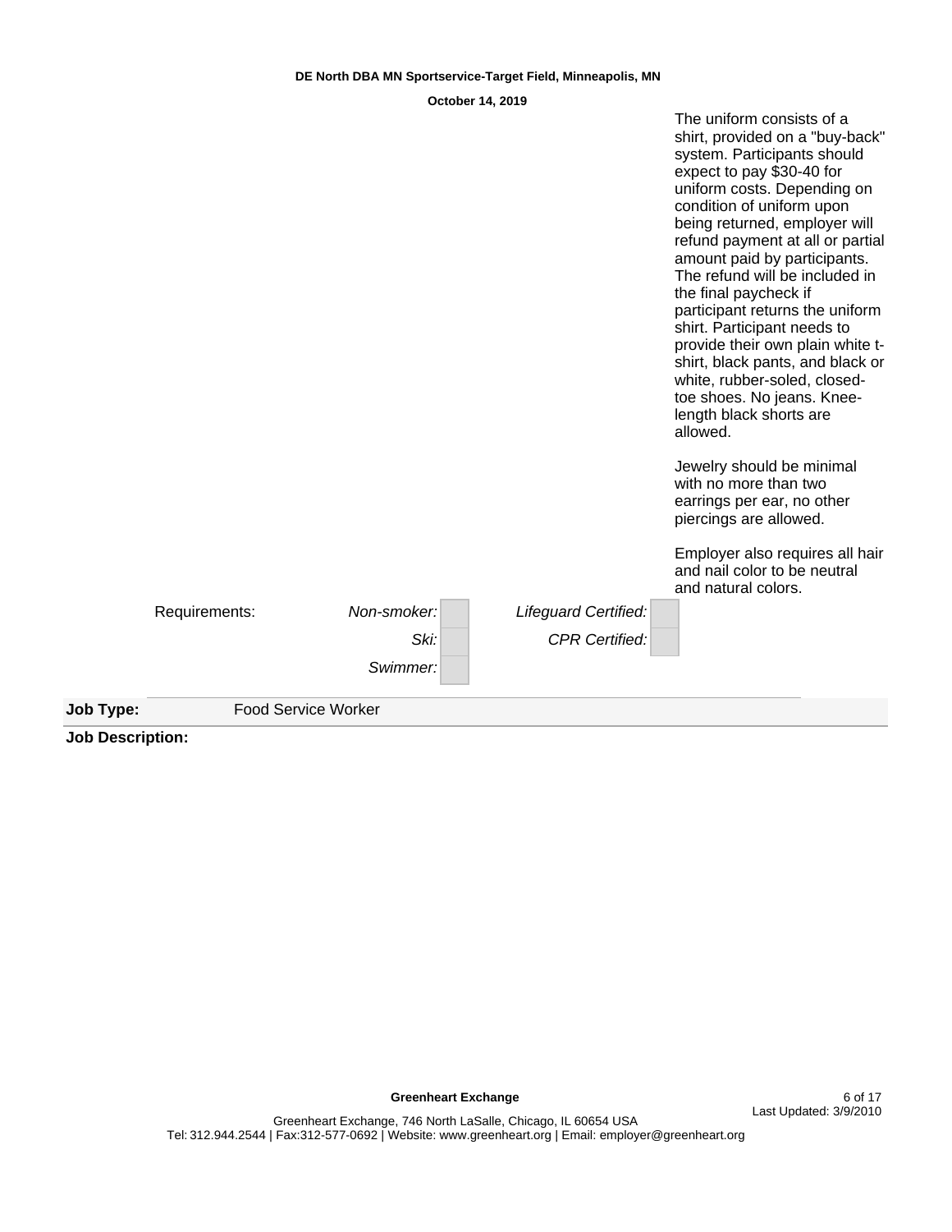The uniform consists of a shirt, provided on a "buy-back" system. Participants should expect to pay $30-40 for uniform costs. Depending on condition of uniform upon being returned, employer will refund payment at all or partial amount paid by participants. The refund will be included in the final paycheck if participant returns the uniform shirt. Participant needs to provide their own plain white t-shirt, black pants, and black or white, rubber-soled, closed-toe shoes. No jeans. Knee-length black shorts are allowed.

Jewelry should be minimal with no more than two earrings per ear, no other piercings are allowed.

Employer also requires all hair and nail color to be neutral and natural colors.

| Requirements: | | | | |
|---|---|---|---|---|
| | *Non-smoker:* | | *Lifeguard Certified:* | |
| | *Ski:* | | *CPR Certified:* | |
| | *Swimmer:* | | | |

**Job Type:** Food Service Worker

**Job Description:**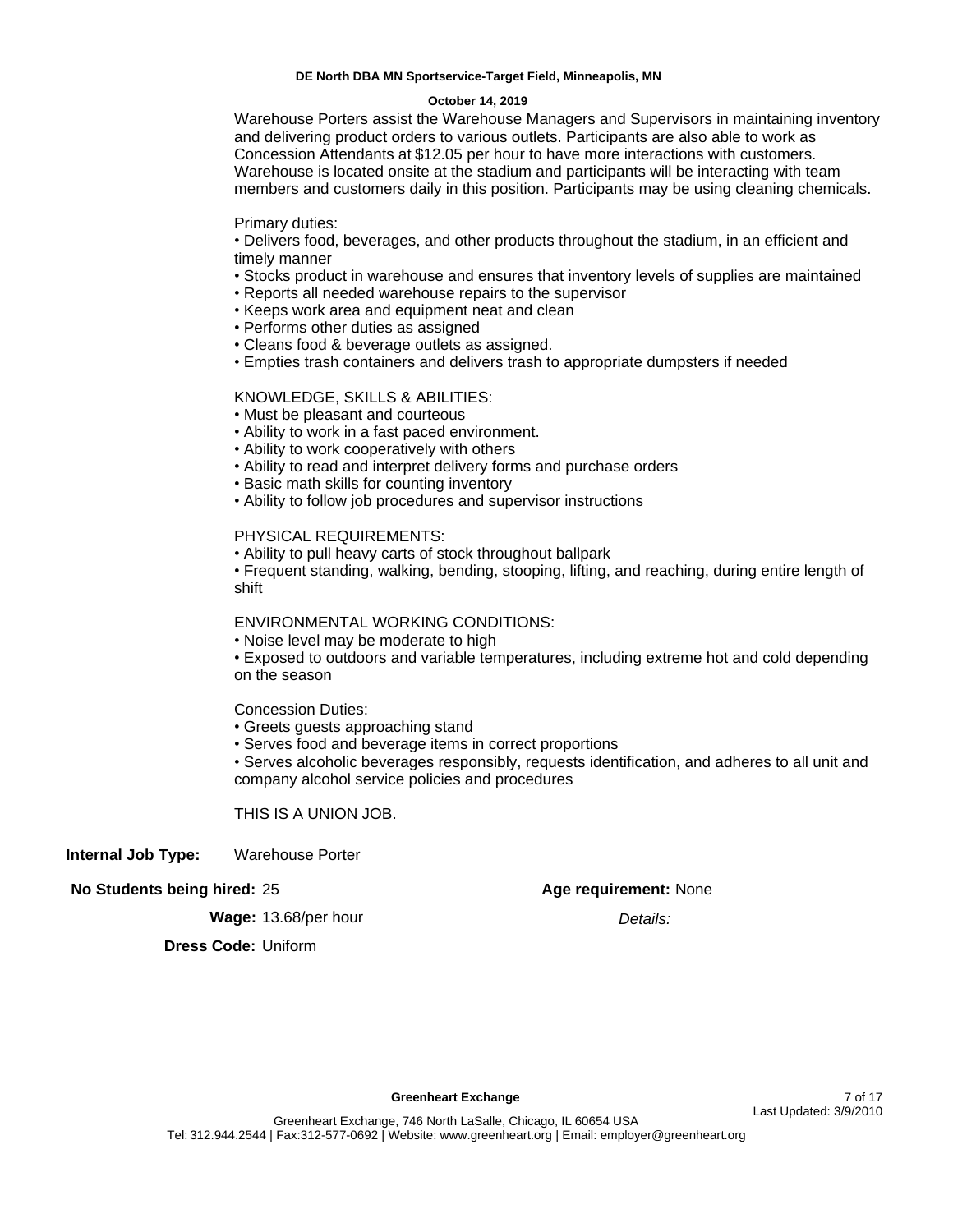**DE North DBA MN Sportservice-Target Field, Minneapolis, MN**

**October 14, 2019**

Warehouse Porters assist the Warehouse Managers and Supervisors in maintaining inventory and delivering product orders to various outlets. Participants are also able to work as Concession Attendants at $12.05 per hour to have more interactions with customers. Warehouse is located onsite at the stadium and participants will be interacting with team members and customers daily in this position. Participants may be using cleaning chemicals.

Primary duties:

- Delivers food, beverages, and other products throughout the stadium, in an efficient and timely manner
- Stocks product in warehouse and ensures that inventory levels of supplies are maintained
- Reports all needed warehouse repairs to the supervisor
- Keeps work area and equipment neat and clean
- Performs other duties as assigned
- Cleans food & beverage outlets as assigned.
- Empties trash containers and delivers trash to appropriate dumpsters if needed

KNOWLEDGE, SKILLS & ABILITIES:

- Must be pleasant and courteous
- Ability to work in a fast paced environment.
- Ability to work cooperatively with others
- Ability to read and interpret delivery forms and purchase orders
- Basic math skills for counting inventory
- Ability to follow job procedures and supervisor instructions

PHYSICAL REQUIREMENTS:

- Ability to pull heavy carts of stock throughout ballpark
- Frequent standing, walking, bending, stooping, lifting, and reaching, during entire length of shift

ENVIRONMENTAL WORKING CONDITIONS:

- Noise level may be moderate to high
- Exposed to outdoors and variable temperatures, including extreme hot and cold depending on the season

Concession Duties:

- Greets guests approaching stand
- Serves food and beverage items in correct proportions
- Serves alcoholic beverages responsibly, requests identification, and adheres to all unit and company alcohol service policies and procedures

THIS IS A UNION JOB.

**Internal Job Type:** Warehouse Porter

**No Students being hired:** 25

**Age requirement:** None

**Wage:** 13.68/per hour

*Details:*

**Dress Code:** Uniform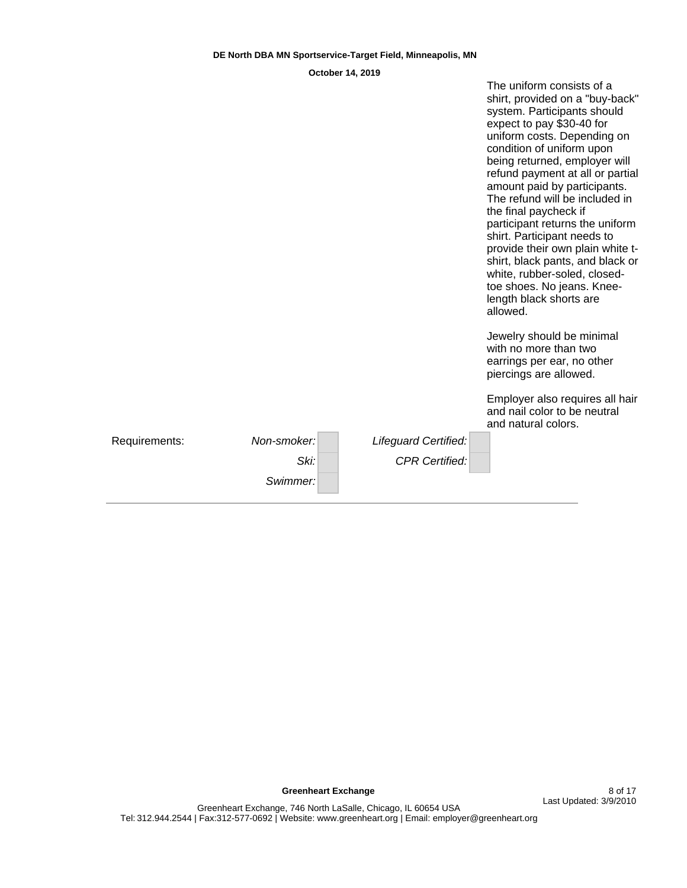**DE North DBA MN Sportservice-Target Field, Minneapolis, MN**

**October 14, 2019**

The uniform consists of a shirt, provided on a "buy-back" system. Participants should expect to pay $30-40 for uniform costs. Depending on condition of uniform upon being returned, employer will refund payment at all or partial amount paid by participants. The refund will be included in the final paycheck if participant returns the uniform shirt. Participant needs to provide their own plain white t-shirt, black pants, and black or white, rubber-soled, closed-toe shoes. No jeans. Knee-length black shorts are allowed.

Jewelry should be minimal with no more than two earrings per ear, no other piercings are allowed.

Employer also requires all hair and nail color to be neutral and natural colors.

| Requirements: | | | | |
|---|---|---|---|---|
| | *Non-smoker:* | | *Lifeguard Certified:* | |
| | *Ski:* | | *CPR Certified:* | |
| | *Swimmer:* | | | |

---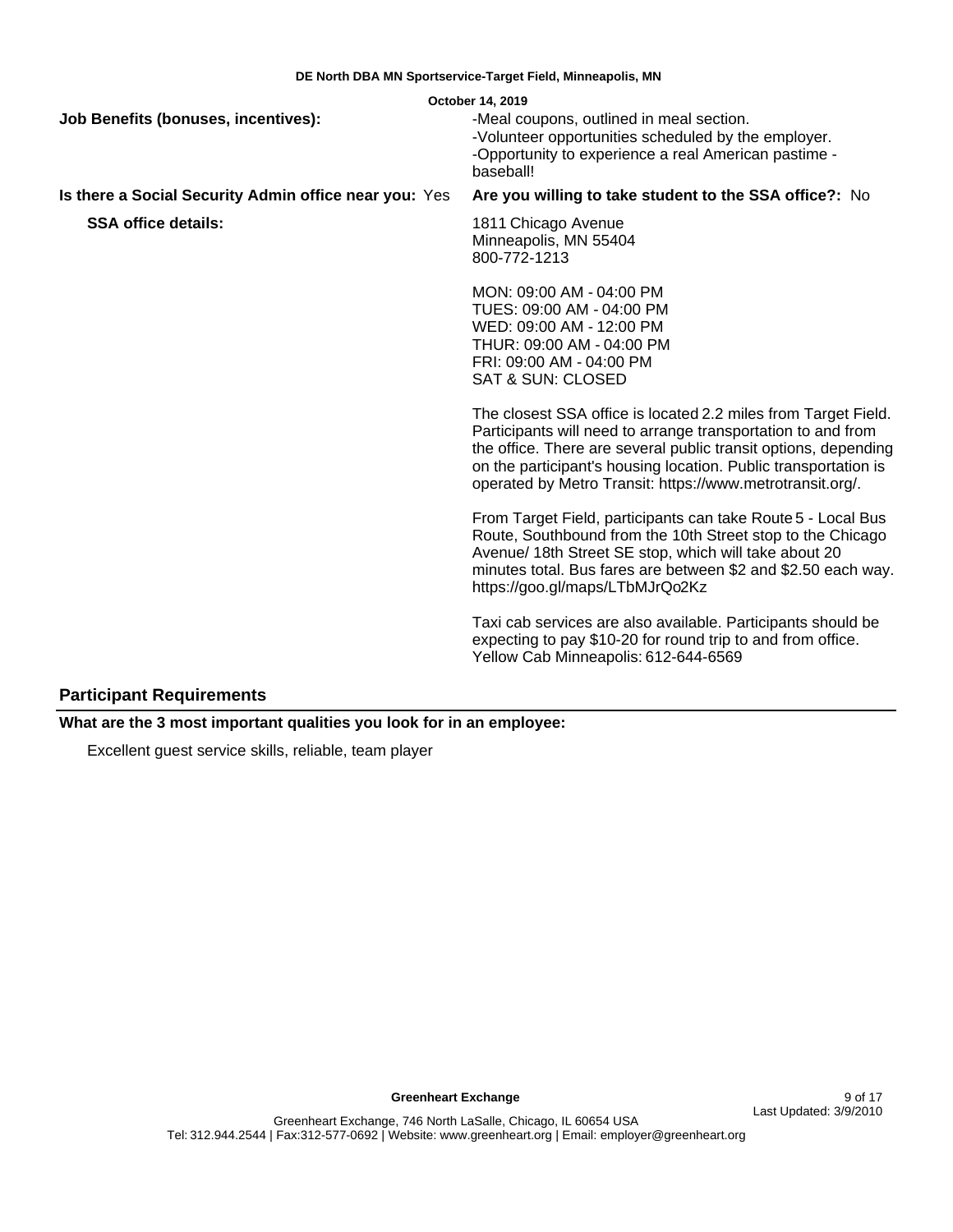**Job Benefits (bonuses, incentives):**

-Meal coupons, outlined in meal section.
-Volunteer opportunities scheduled by the employer.
-Opportunity to experience a real American pastime - baseball!

**Is there a Social Security Admin office near you:** Yes

**Are you willing to take student to the SSA office?:** No

**SSA office details:**

1811 Chicago Avenue
Minneapolis, MN 55404
800-772-1213

MON: 09:00 AM - 04:00 PM
TUES: 09:00 AM - 04:00 PM
WED: 09:00 AM - 12:00 PM
THUR: 09:00 AM - 04:00 PM
FRI: 09:00 AM - 04:00 PM
SAT & SUN: CLOSED

The closest SSA office is located 2.2 miles from Target Field. Participants will need to arrange transportation to and from the office. There are several public transit options, depending on the participant's housing location. Public transportation is operated by Metro Transit: https://www.metrotransit.org/.

From Target Field, participants can take Route 5 - Local Bus Route, Southbound from the 10th Street stop to the Chicago Avenue/ 18th Street SE stop, which will take about 20 minutes total. Bus fares are between $2 and $2.50 each way. https://goo.gl/maps/LTbMJrQo2Kz

Taxi cab services are also available. Participants should be expecting to pay $10-20 for round trip to and from office. Yellow Cab Minneapolis: 612-644-6569

## Participant Requirements

**What are the 3 most important qualities you look for in an employee:**

Excellent guest service skills, reliable, team player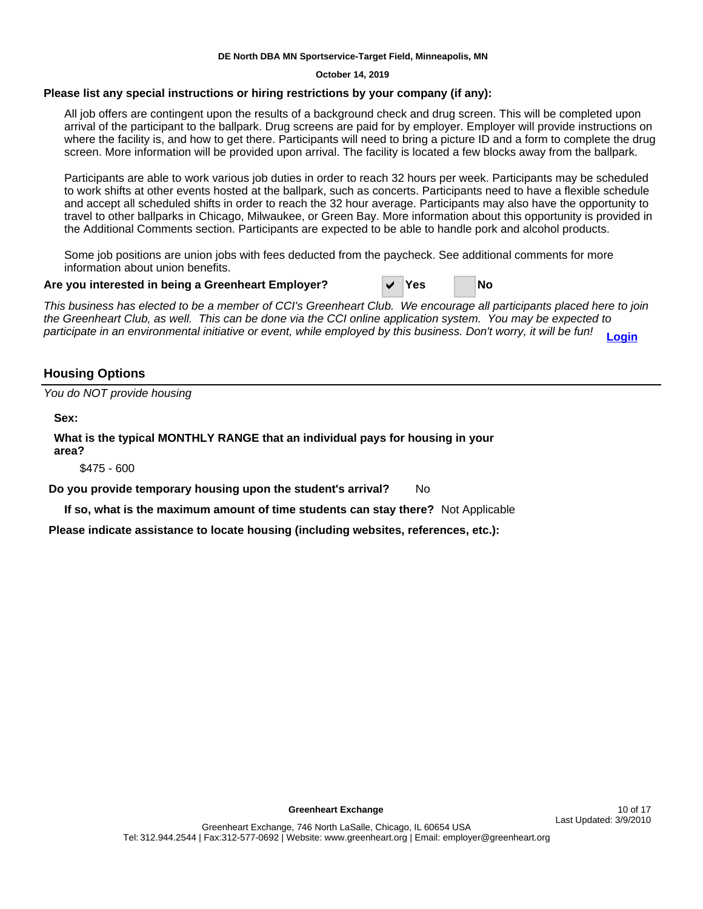**DE North DBA MN Sportservice-Target Field, Minneapolis, MN**

**October 14, 2019**

**Please list any special instructions or hiring restrictions by your company (if any):**

All job offers are contingent upon the results of a background check and drug screen. This will be completed upon arrival of the participant to the ballpark. Drug screens are paid for by employer. Employer will provide instructions on where the facility is, and how to get there. Participants will need to bring a picture ID and a form to complete the drug screen. More information will be provided upon arrival. The facility is located a few blocks away from the ballpark.

Participants are able to work various job duties in order to reach 32 hours per week. Participants may be scheduled to work shifts at other events hosted at the ballpark, such as concerts. Participants need to have a flexible schedule and accept all scheduled shifts in order to reach the 32 hour average. Participants may also have the opportunity to travel to other ballparks in Chicago, Milwaukee, or Green Bay. More information about this opportunity is provided in the Additional Comments section. Participants are expected to be able to handle pork and alcohol products.

Some job positions are union jobs with fees deducted from the paycheck. See additional comments for more information about union benefits.

**Are you interested in being a Greenheart Employer?** ✔ **Yes** ☐ **No**

*This business has elected to be a member of CCI's Greenheart Club. We encourage all participants placed here to join the Greenheart Club, as well. This can be done via the CCI online application system. You may be expected to participate in an environmental initiative or event, while employed by this business. Don't worry, it will be fun!* **Login**

## Housing Options

*You do NOT provide housing*

**Sex:**

**What is the typical MONTHLY RANGE that an individual pays for housing in your area?**

$475 - 600

**Do you provide temporary housing upon the student's arrival?** No

**If so, what is the maximum amount of time students can stay there?** Not Applicable

**Please indicate assistance to locate housing (including websites, references, etc.):**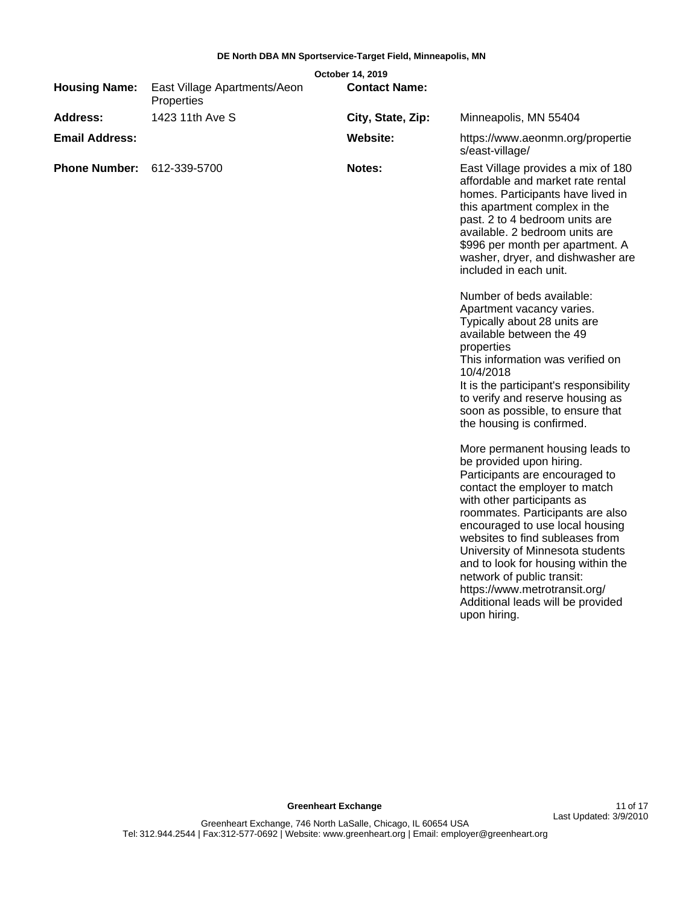**DE North DBA MN Sportservice-Target Field, Minneapolis, MN**

October 14, 2019

| | | | |
|---|---|---|---|
| **Housing Name:** | East Village Apartments/Aeon Properties | **Contact Name:** | |
| **Address:** | 1423 11th Ave S | **City, State, Zip:** | Minneapolis, MN 55404 |
| **Email Address:** | | **Website:** | https://www.aeonmn.org/properties/east-village/ |
| **Phone Number:** | 612-339-5700 | **Notes:** | East Village provides a mix of 180 affordable and market rate rental homes. Participants have lived in this apartment complex in the past. 2 to 4 bedroom units are available. 2 bedroom units are $996 per month per apartment. A washer, dryer, and dishwasher are included in each unit.<br><br>Number of beds available: Apartment vacancy varies. Typically about 28 units are available between the 49 properties<br>This information was verified on 10/4/2018<br>It is the participant's responsibility to verify and reserve housing as soon as possible, to ensure that the housing is confirmed.<br><br>More permanent housing leads to be provided upon hiring. Participants are encouraged to contact the employer to match with other participants as roommates. Participants are also encouraged to use local housing websites to find subleases from University of Minnesota students and to look for housing within the network of public transit: https://www.metrotransit.org/ Additional leads will be provided upon hiring. |

**Greenheart Exchange**

Greenheart Exchange, 746 North LaSalle, Chicago, IL 60654 USA
Tel: 312.944.2544 | Fax:312-577-0692 | Website: www.greenheart.org | Email: employer@greenheart.org

Last Updated: 3/9/2010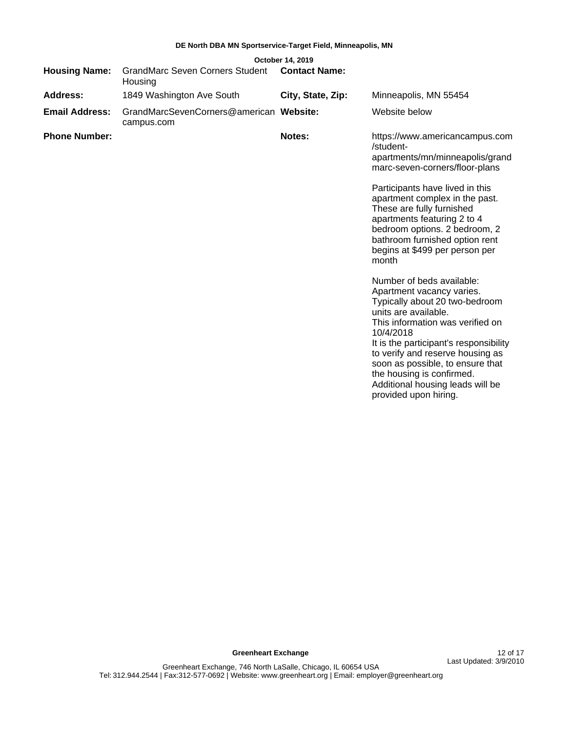**DE North DBA MN Sportservice-Target Field, Minneapolis, MN**

**October 14, 2019**

| | | | |
|---|---|---|---|
| **Housing Name:** | GrandMarc Seven Corners Student Housing | **Contact Name:** | |
| **Address:** | 1849 Washington Ave South | **City, State, Zip:** | Minneapolis, MN 55454 |
| **Email Address:** | GrandMarcSevenCorners@americancampus.com | **Website:** | Website below |
| **Phone Number:** | | **Notes:** | https://www.americancampus.com/student-apartments/mn/minneapolis/grandmarc-seven-corners/floor-plans<br><br>Participants have lived in this apartment complex in the past. These are fully furnished apartments featuring 2 to 4 bedroom options. 2 bedroom, 2 bathroom furnished option rent begins at $499 per person per month<br><br>Number of beds available: Apartment vacancy varies. Typically about 20 two-bedroom units are available.<br>This information was verified on 10/4/2018<br>It is the participant's responsibility to verify and reserve housing as soon as possible, to ensure that the housing is confirmed. Additional housing leads will be provided upon hiring. |

**Greenheart Exchange**

Last Updated: 3/9/2010

Greenheart Exchange, 746 North LaSalle, Chicago, IL 60654 USA
Tel: 312.944.2544 | Fax:312-577-0692 | Website: www.greenheart.org | Email: employer@greenheart.org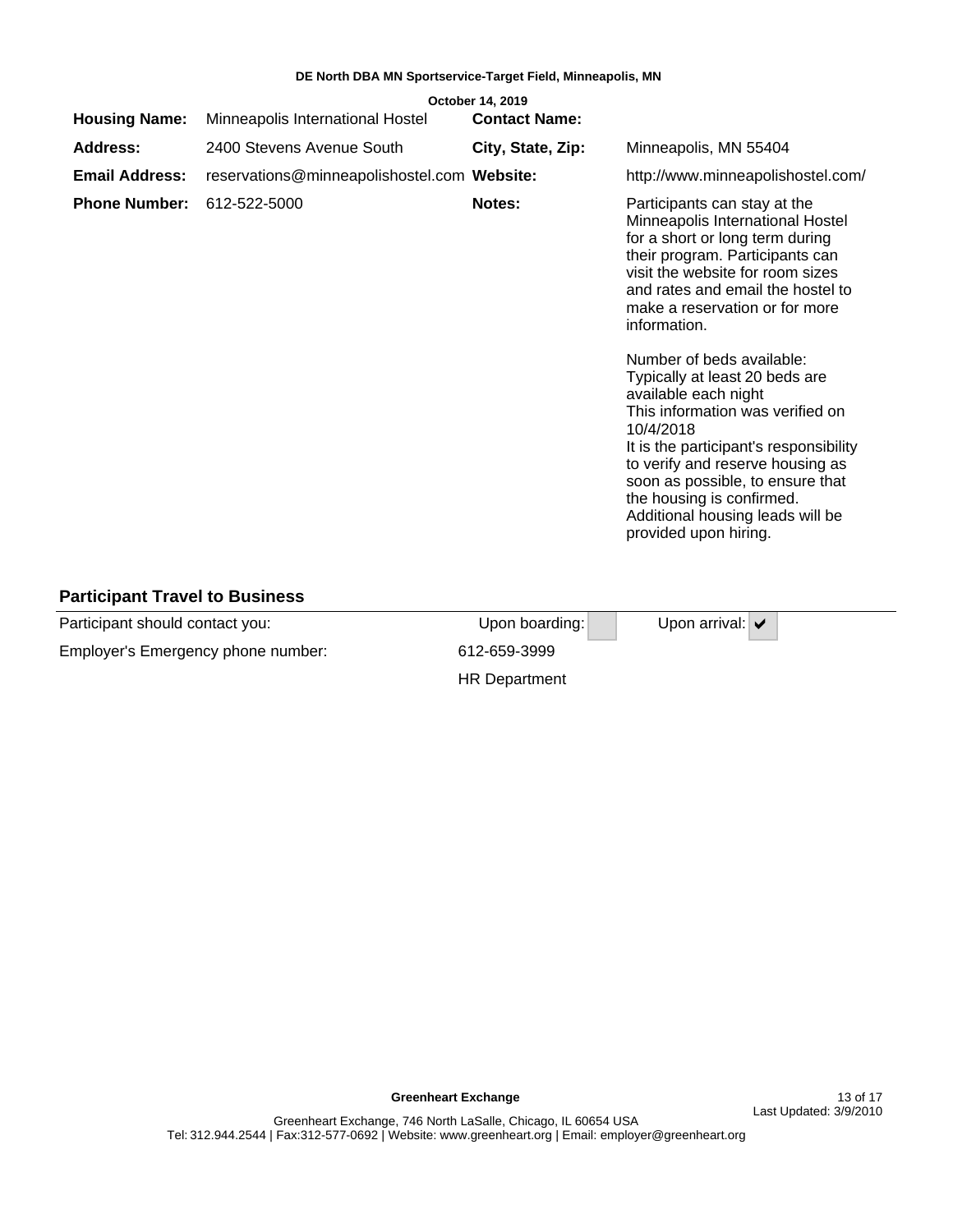**DE North DBA MN Sportservice-Target Field, Minneapolis, MN**

**October 14, 2019**

| | | | |
|---|---|---|---|
| **Housing Name:** | Minneapolis International Hostel | **Contact Name:** | |
| **Address:** | 2400 Stevens Avenue South | **City, State, Zip:** | Minneapolis, MN 55404 |
| **Email Address:** | reservations@minneapolishostel.com | **Website:** | http://www.minneapolishostel.com/ |
| **Phone Number:** | 612-522-5000 | **Notes:** | Participants can stay at the Minneapolis International Hostel for a short or long term during their program. Participants can visit the website for room sizes and rates and email the hostel to make a reservation or for more information.<br><br>Number of beds available: Typically at least 20 beds are available each night<br>This information was verified on 10/4/2018<br>It is the participant's responsibility to verify and reserve housing as soon as possible, to ensure that the housing is confirmed.<br>Additional housing leads will be provided upon hiring. |

### Participant Travel to Business

| | | |
|---|---|---|
| Participant should contact you: | Upon boarding: ☐ | Upon arrival: ☑ |
| Employer's Emergency phone number: | 612-659-3999<br>HR Department | |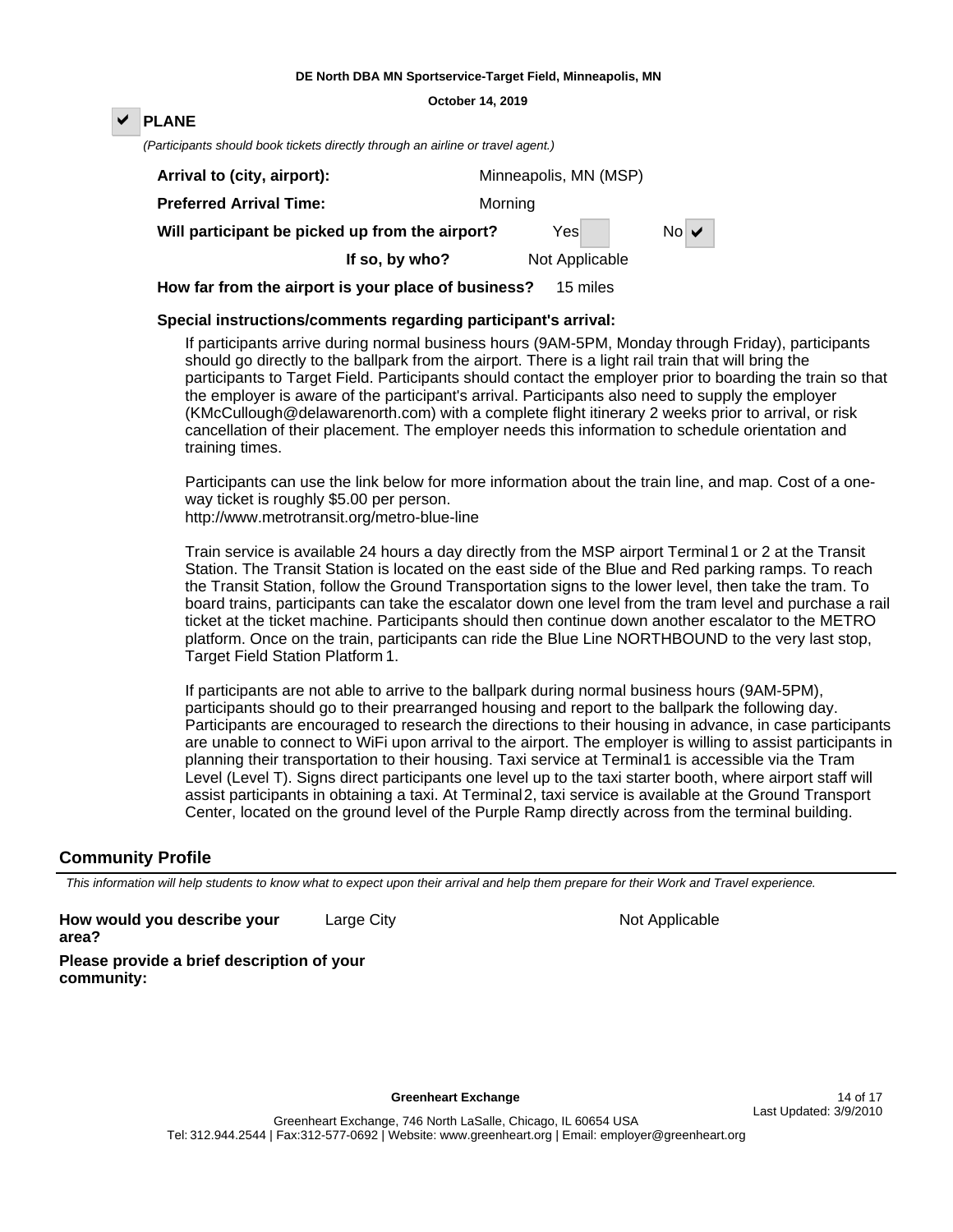DE North DBA MN Sportservice-Target Field, Minneapolis, MN

October 14, 2019

☑ **PLANE**

*(Participants should book tickets directly through an airline or travel agent.)*

| | |
|---|---|
| **Arrival to (city, airport):** | Minneapolis, MN (MSP) |
| **Preferred Arrival Time:** | Morning |
| **Will participant be picked up from the airport?** | Yes ☐ No ☑ |
| **If so, by who?** | Not Applicable |
| **How far from the airport is your place of business?** | 15 miles |

**Special instructions/comments regarding participant's arrival:**

If participants arrive during normal business hours (9AM-5PM, Monday through Friday), participants should go directly to the ballpark from the airport. There is a light rail train that will bring the participants to Target Field. Participants should contact the employer prior to boarding the train so that the employer is aware of the participant's arrival. Participants also need to supply the employer (KMcCullough@delawarenorth.com) with a complete flight itinerary 2 weeks prior to arrival, or risk cancellation of their placement. The employer needs this information to schedule orientation and training times.

Participants can use the link below for more information about the train line, and map. Cost of a one-way ticket is roughly $5.00 per person.
http://www.metrotransit.org/metro-blue-line

Train service is available 24 hours a day directly from the MSP airport Terminal 1 or 2 at the Transit Station. The Transit Station is located on the east side of the Blue and Red parking ramps. To reach the Transit Station, follow the Ground Transportation signs to the lower level, then take the tram. To board trains, participants can take the escalator down one level from the tram level and purchase a rail ticket at the ticket machine. Participants should then continue down another escalator to the METRO platform. Once on the train, participants can ride the Blue Line NORTHBOUND to the very last stop, Target Field Station Platform 1.

If participants are not able to arrive to the ballpark during normal business hours (9AM-5PM), participants should go to their prearranged housing and report to the ballpark the following day. Participants are encouraged to research the directions to their housing in advance, in case participants are unable to connect to WiFi upon arrival to the airport. The employer is willing to assist participants in planning their transportation to their housing. Taxi service at Terminal1 is accessible via the Tram Level (Level T). Signs direct participants one level up to the taxi starter booth, where airport staff will assist participants in obtaining a taxi. At Terminal2, taxi service is available at the Ground Transport Center, located on the ground level of the Purple Ramp directly across from the terminal building.

## Community Profile

*This information will help students to know what to expect upon their arrival and help them prepare for their Work and Travel experience.*

**How would you describe your area?** Large City Not Applicable

**Please provide a brief description of your community:**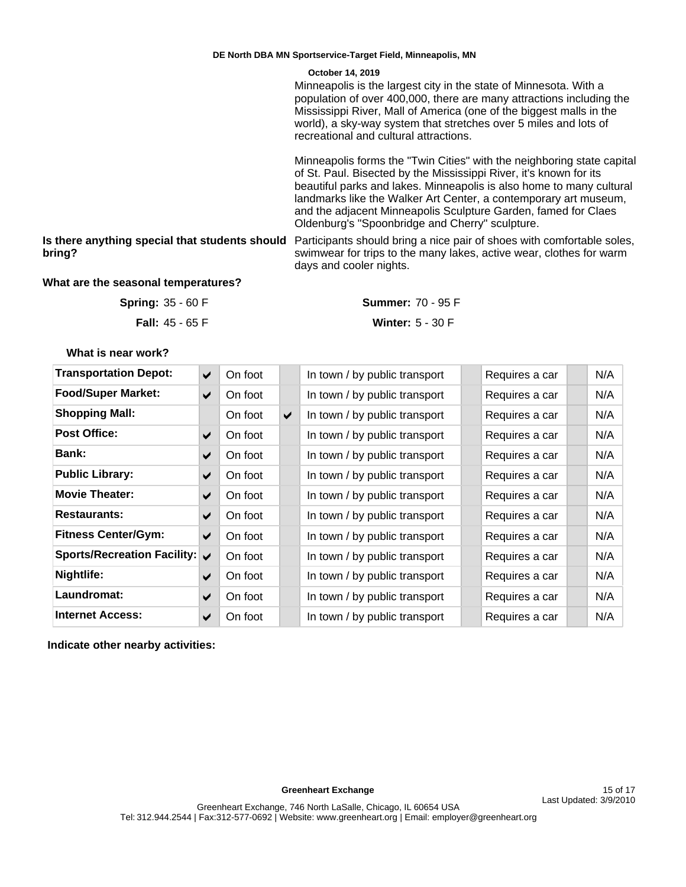**DE North DBA MN Sportservice-Target Field, Minneapolis, MN**

**October 14, 2019**

Minneapolis is the largest city in the state of Minnesota. With a population of over 400,000, there are many attractions including the Mississippi River, Mall of America (one of the biggest malls in the world), a sky-way system that stretches over 5 miles and lots of recreational and cultural attractions.

Minneapolis forms the "Twin Cities" with the neighboring state capital of St. Paul. Bisected by the Mississippi River, it's known for its beautiful parks and lakes. Minneapolis is also home to many cultural landmarks like the Walker Art Center, a contemporary art museum, and the adjacent Minneapolis Sculpture Garden, famed for Claes Oldenburg's "Spoonbridge and Cherry" sculpture.

**Is there anything special that students should bring?**

Participants should bring a nice pair of shoes with comfortable soles, swimwear for trips to the many lakes, active wear, clothes for warm days and cooler nights.

**What are the seasonal temperatures?**

**Spring:** 35 - 60 F

**Summer:** 70 - 95 F

**Fall:** 45 - 65 F

**Winter:** 5 - 30 F

**What is near work?**

| | | On foot | | In town / by public transport | | Requires a car | | N/A |
|---|---|---|---|---|---|---|---|---|
| **Transportation Depot:** | ✔ | On foot | | In town / by public transport | | Requires a car | | N/A |
| **Food/Super Market:** | ✔ | On foot | | In town / by public transport | | Requires a car | | N/A |
| **Shopping Mall:** | | On foot | ✔ | In town / by public transport | | Requires a car | | N/A |
| **Post Office:** | ✔ | On foot | | In town / by public transport | | Requires a car | | N/A |
| **Bank:** | ✔ | On foot | | In town / by public transport | | Requires a car | | N/A |
| **Public Library:** | ✔ | On foot | | In town / by public transport | | Requires a car | | N/A |
| **Movie Theater:** | ✔ | On foot | | In town / by public transport | | Requires a car | | N/A |
| **Restaurants:** | ✔ | On foot | | In town / by public transport | | Requires a car | | N/A |
| **Fitness Center/Gym:** | ✔ | On foot | | In town / by public transport | | Requires a car | | N/A |
| **Sports/Recreation Facility:** | ✔ | On foot | | In town / by public transport | | Requires a car | | N/A |
| **Nightlife:** | ✔ | On foot | | In town / by public transport | | Requires a car | | N/A |
| **Laundromat:** | ✔ | On foot | | In town / by public transport | | Requires a car | | N/A |
| **Internet Access:** | ✔ | On foot | | In town / by public transport | | Requires a car | | N/A |

**Indicate other nearby activities:**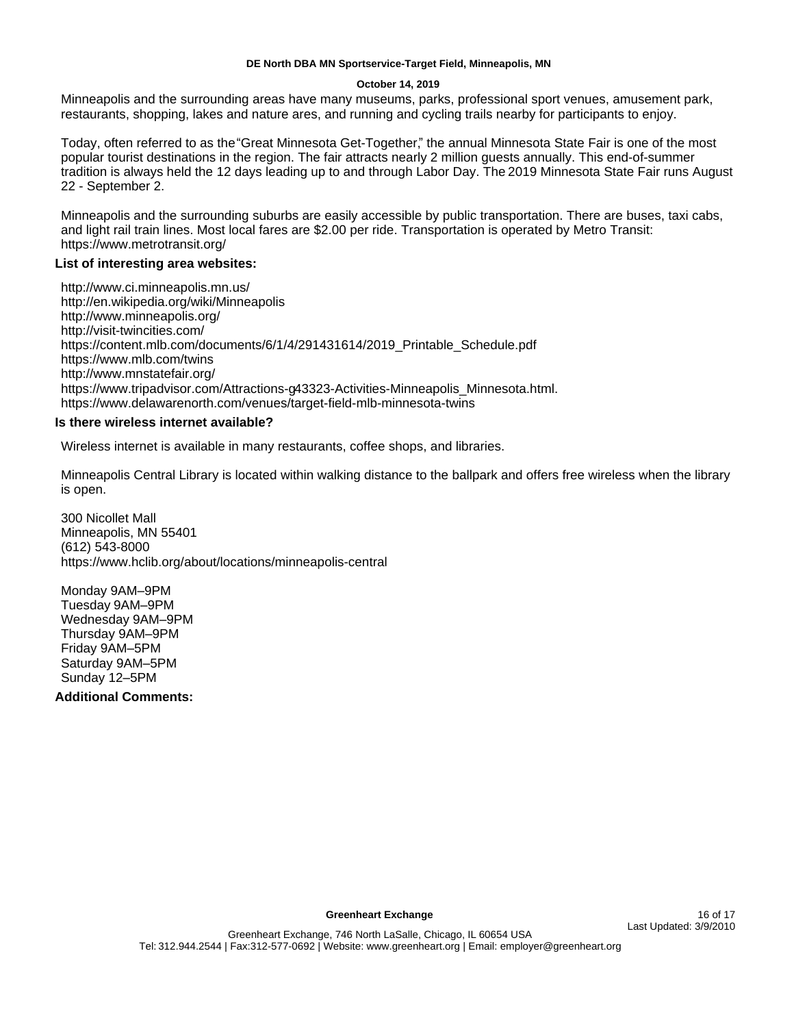Minneapolis and the surrounding areas have many museums, parks, professional sport venues, amusement park, restaurants, shopping, lakes and nature ares, and running and cycling trails nearby for participants to enjoy.

Today, often referred to as the "Great Minnesota Get-Together," the annual Minnesota State Fair is one of the most popular tourist destinations in the region. The fair attracts nearly 2 million guests annually. This end-of-summer tradition is always held the 12 days leading up to and through Labor Day. The 2019 Minnesota State Fair runs August 22 - September 2.

Minneapolis and the surrounding suburbs are easily accessible by public transportation. There are buses, taxi cabs, and light rail train lines. Most local fares are $2.00 per ride. Transportation is operated by Metro Transit: https://www.metrotransit.org/

**List of interesting area websites:**

http://www.ci.minneapolis.mn.us/
http://en.wikipedia.org/wiki/Minneapolis
http://www.minneapolis.org/
http://visit-twincities.com/
https://content.mlb.com/documents/6/1/4/291431614/2019_Printable_Schedule.pdf
https://www.mlb.com/twins
http://www.mnstatefair.org/
https://www.tripadvisor.com/Attractions-g43323-Activities-Minneapolis_Minnesota.html.
https://www.delawarenorth.com/venues/target-field-mlb-minnesota-twins

**Is there wireless internet available?**

Wireless internet is available in many restaurants, coffee shops, and libraries.

Minneapolis Central Library is located within walking distance to the ballpark and offers free wireless when the library is open.

300 Nicollet Mall
Minneapolis, MN 55401
(612) 543-8000
https://www.hclib.org/about/locations/minneapolis-central

Monday 9AM–9PM
Tuesday 9AM–9PM
Wednesday 9AM–9PM
Thursday 9AM–9PM
Friday 9AM–5PM
Saturday 9AM–5PM
Sunday 12–5PM

**Additional Comments:**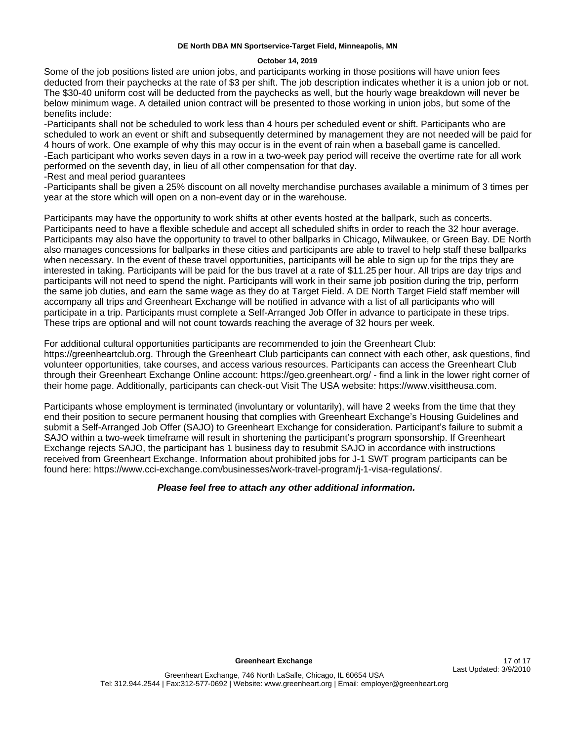**DE North DBA MN Sportservice-Target Field, Minneapolis, MN**

**October 14, 2019**

Some of the job positions listed are union jobs, and participants working in those positions will have union fees deducted from their paychecks at the rate of $3 per shift. The job description indicates whether it is a union job or not. The $30-40 uniform cost will be deducted from the paychecks as well, but the hourly wage breakdown will never be below minimum wage. A detailed union contract will be presented to those working in union jobs, but some of the benefits include:

-Participants shall not be scheduled to work less than 4 hours per scheduled event or shift. Participants who are scheduled to work an event or shift and subsequently determined by management they are not needed will be paid for 4 hours of work. One example of why this may occur is in the event of rain when a baseball game is cancelled.
-Each participant who works seven days in a row in a two-week pay period will receive the overtime rate for all work performed on the seventh day, in lieu of all other compensation for that day.
-Rest and meal period guarantees
-Participants shall be given a 25% discount on all novelty merchandise purchases available a minimum of 3 times per year at the store which will open on a non-event day or in the warehouse.

Participants may have the opportunity to work shifts at other events hosted at the ballpark, such as concerts. Participants need to have a flexible schedule and accept all scheduled shifts in order to reach the 32 hour average. Participants may also have the opportunity to travel to other ballparks in Chicago, Milwaukee, or Green Bay. DE North also manages concessions for ballparks in these cities and participants are able to travel to help staff these ballparks when necessary. In the event of these travel opportunities, participants will be able to sign up for the trips they are interested in taking. Participants will be paid for the bus travel at a rate of $11.25 per hour. All trips are day trips and participants will not need to spend the night. Participants will work in their same job position during the trip, perform the same job duties, and earn the same wage as they do at Target Field. A DE North Target Field staff member will accompany all trips and Greenheart Exchange will be notified in advance with a list of all participants who will participate in a trip. Participants must complete a Self-Arranged Job Offer in advance to participate in these trips. These trips are optional and will not count towards reaching the average of 32 hours per week.

For additional cultural opportunities participants are recommended to join the Greenheart Club: https://greenheartclub.org. Through the Greenheart Club participants can connect with each other, ask questions, find volunteer opportunities, take courses, and access various resources. Participants can access the Greenheart Club through their Greenheart Exchange Online account: https://geo.greenheart.org/ - find a link in the lower right corner of their home page. Additionally, participants can check-out Visit The USA website: https://www.visittheusa.com.

Participants whose employment is terminated (involuntary or voluntarily), will have 2 weeks from the time that they end their position to secure permanent housing that complies with Greenheart Exchange's Housing Guidelines and submit a Self-Arranged Job Offer (SAJO) to Greenheart Exchange for consideration. Participant's failure to submit a SAJO within a two-week timeframe will result in shortening the participant's program sponsorship. If Greenheart Exchange rejects SAJO, the participant has 1 business day to resubmit SAJO in accordance with instructions received from Greenheart Exchange. Information about prohibited jobs for J-1 SWT program participants can be found here: https://www.cci-exchange.com/businesses/work-travel-program/j-1-visa-regulations/.

***Please feel free to attach any other additional information.***